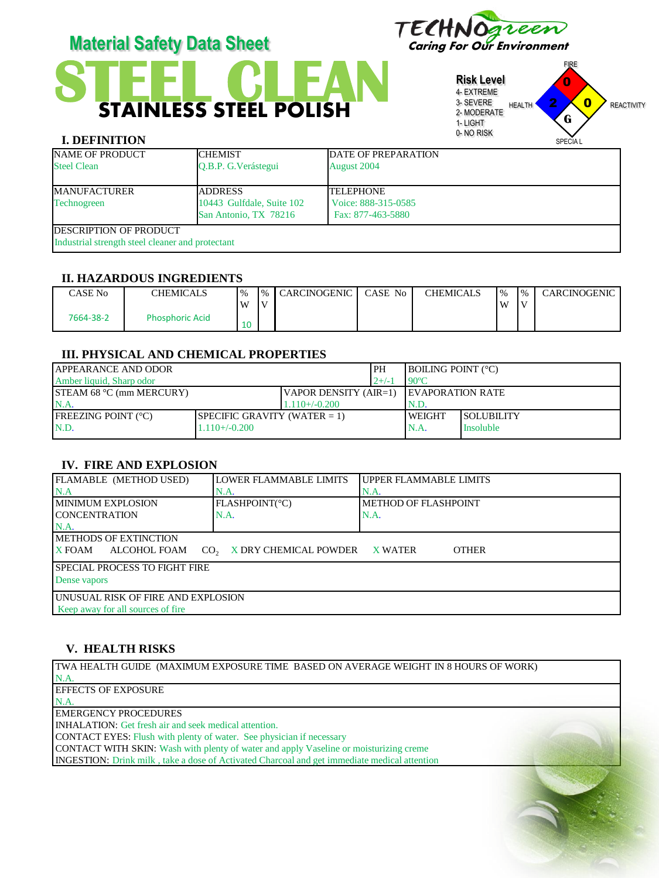# Material Safety Data Sheet

# STEEL CLEAN

## STAINLESS STEEL POLISH

TECHNOgreen
Caring For Our Environment

**Risk Level**
4- EXTREME
3- SEVERE
2- MODERATE
1- LIGHT
0- NO RISK

FIRE: 0
HEALTH: 2
REACTIVITY: 0
SPECIAL: G

## I. DEFINITION

| NAME OF PRODUCT | CHEMIST | DATE OF PREPARATION |
|---|---|---|
| Steel Clean | Q.B.P. G.Verástegui | August 2004 |
| MANUFACTURER | ADDRESS | TELEPHONE |
| Technogreen | 10443 Gulfdale, Suite 102<br>San Antonio, TX 78216 | Voice: 888-315-0585<br>Fax: 877-463-5880 |
| DESCRIPTION OF PRODUCT | | |
| Industrial strength steel cleaner and protectant | | |

## II. HAZARDOUS INGREDIENTS

| CASE No | CHEMICALS | % W | % V | CARCINOGENIC | CASE No | CHEMICALS | % W | % V | CARCINOGENIC |
|---|---|---|---|---|---|---|---|---|---|
| 7664-38-2 | Phosphoric Acid | 10 | | | | | | | |

## III. PHYSICAL AND CHEMICAL PROPERTIES

| APPEARANCE AND ODOR | | PH | BOILING POINT (°C) | |
|---|---|---|---|---|
| Amber liquid, Sharp odor | | 2+/-1 | 90ºC | |
| STEAM 68 °C (mm MERCURY) | VAPOR DENSITY (AIR=1) | | EVAPORATION RATE | |
| N.A. | 1.110+/-0.200 | | N.D. | |
| FREEZING POINT (°C) | SPECIFIC GRAVITY (WATER = 1) | | WEIGHT | SOLUBILITY |
| N.D. | 1.110+/-0.200 | | N.A. | Insoluble |

## IV. FIRE AND EXPLOSION

| FLAMABLE (METHOD USED) | LOWER FLAMMABLE LIMITS | UPPER FLAMMABLE LIMITS |
|---|---|---|
| N.A | N.A. | N.A. |
| MINIMUM EXPLOSION CONCENTRATION | FLASHPOINT(°C) | METHOD OF FLASHPOINT |
| N.A. | N.A. | N.A. |

**METHODS OF EXTINCTION**
X FOAM  ALCOHOL FOAM  $CO_2$  X DRY CHEMICAL POWDER  X WATER  OTHER

**SPECIAL PROCESS TO FIGHT FIRE**
Dense vapors

**UNUSUAL RISK OF FIRE AND EXPLOSION**
Keep away for all sources of fire

## V. HEALTH RISKS

**TWA HEALTH GUIDE (MAXIMUM EXPOSURE TIME BASED ON AVERAGE WEIGHT IN 8 HOURS OF WORK)**
N.A.

**EFFECTS OF EXPOSURE**
N.A.

**EMERGENCY PROCEDURES**
INHALATION: Get fresh air and seek medical attention.
CONTACT EYES: Flush with plenty of water. See physician if necessary
CONTACT WITH SKIN: Wash with plenty of water and apply Vaseline or moisturizing creme
INGESTION: Drink milk , take a dose of Activated Charcoal and get immediate medical attention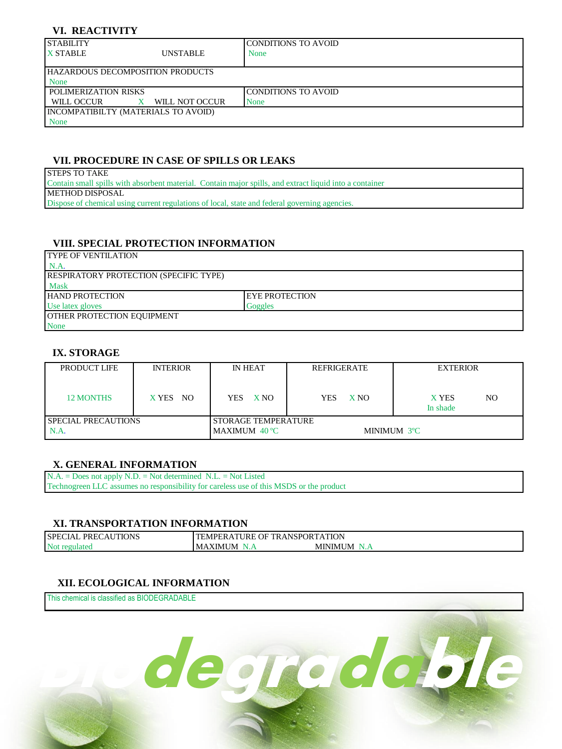## VI. REACTIVITY

| | |
|---|---|
| STABILITY<br>X STABLE UNSTABLE | CONDITIONS TO AVOID<br>None |
| HAZARDOUS DECOMPOSITION PRODUCTS<br>None | |
| POLIMERIZATION RISKS<br>WILL OCCUR X WILL NOT OCCUR | CONDITIONS TO AVOID<br>None |
| INCOMPATIBILTY (MATERIALS TO AVOID)<br>None | |

## VII. PROCEDURE IN CASE OF SPILLS OR LEAKS

| |
|---|
| STEPS TO TAKE<br>Contain small spills with absorbent material. Contain major spills, and extract liquid into a container |
| METHOD DISPOSAL<br>Dispose of chemical using current regulations of local, state and federal governing agencies. |

## VIII. SPECIAL PROTECTION INFORMATION

| | |
|---|---|
| TYPE OF VENTILATION<br>N.A. | |
| RESPIRATORY PROTECTION (SPECIFIC TYPE)<br>Mask | |
| HAND PROTECTION<br>Use latex gloves | EYE PROTECTION<br>Goggles |
| OTHER PROTECTION EQUIPMENT<br>None | |

## IX. STORAGE

| PRODUCT LIFE | INTERIOR | IN HEAT | REFRIGERATE | EXTERIOR |
|---|---|---|---|---|
| 12 MONTHS | X YES NO | YES X NO | YES X NO | X YES NO<br>In shade |
| SPECIAL PRECAUTIONS<br>N.A. | | STORAGE TEMPERATURE<br>MAXIMUM 40 °C MINIMUM 3°C | | |

## X. GENERAL INFORMATION

N.A. = Does not apply N.D. = Not determined N.L. = Not Listed
Technogreen LLC assumes no responsibility for careless use of this MSDS or the product

## XI. TRANSPORTATION INFORMATION

| SPECIAL PRECAUTIONS | TEMPERATURE OF TRANSPORTATION |
|---|---|
| Not regulated | MAXIMUM N.A MINIMUM N.A |

## XII. ECOLOGICAL INFORMATION

This chemical is classified as BIODEGRADABLE

biodegradable